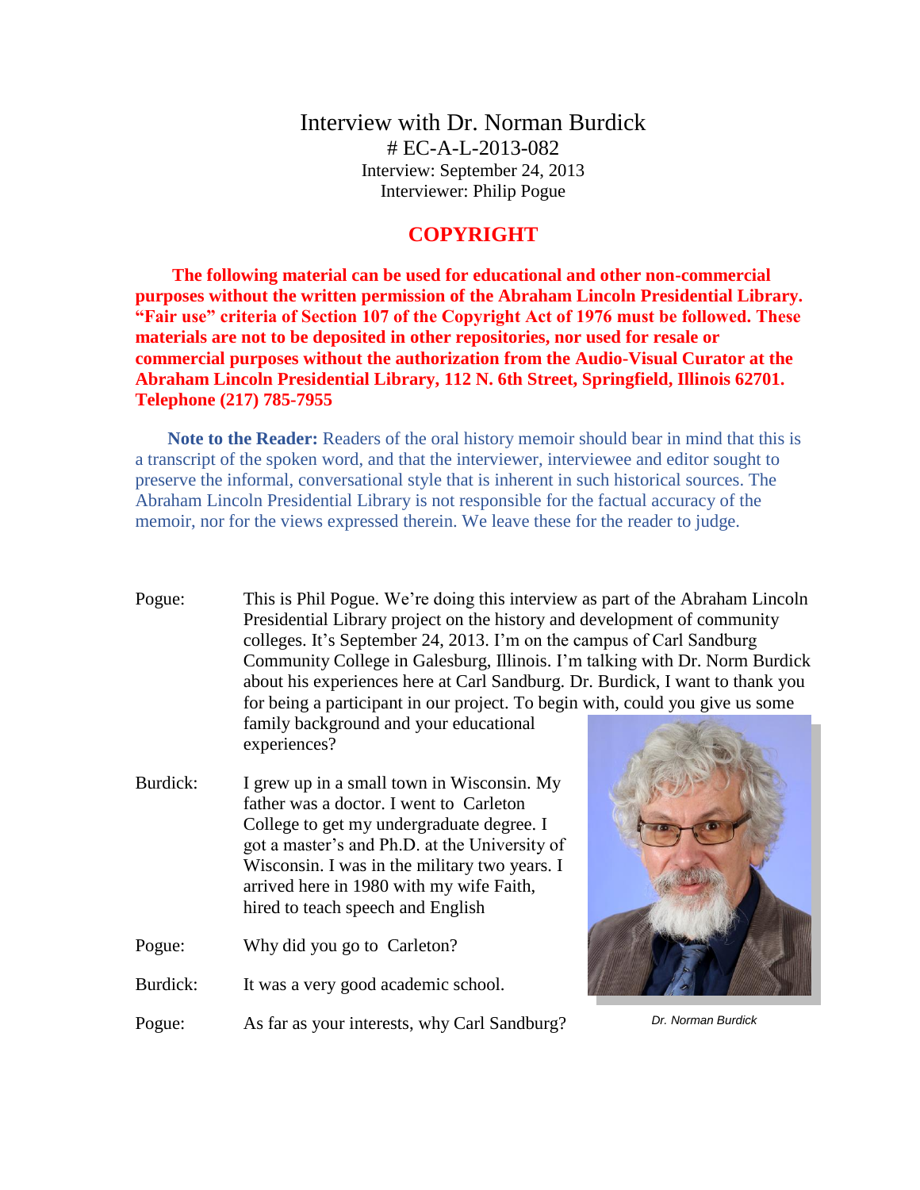# Interview with Dr. Norman Burdick

# EC-A-L-2013-082

Interview: September 24, 2013

Interviewer: Philip Pogue

## COPYRIGHT

**The following material can be used for educational and other non-commercial purposes without the written permission of the Abraham Lincoln Presidential Library. "Fair use" criteria of Section 107 of the Copyright Act of 1976 must be followed. These materials are not to be deposited in other repositories, nor used for resale or commercial purposes without the authorization from the Audio-Visual Curator at the Abraham Lincoln Presidential Library, 112 N. 6th Street, Springfield, Illinois 62701. Telephone (217) 785-7955**

**Note to the Reader:** Readers of the oral history memoir should bear in mind that this is a transcript of the spoken word, and that the interviewer, interviewee and editor sought to preserve the informal, conversational style that is inherent in such historical sources. The Abraham Lincoln Presidential Library is not responsible for the factual accuracy of the memoir, nor for the views expressed therein. We leave these for the reader to judge.

Pogue: This is Phil Pogue. We're doing this interview as part of the Abraham Lincoln Presidential Library project on the history and development of community colleges. It's September 24, 2013. I'm on the campus of Carl Sandburg Community College in Galesburg, Illinois. I'm talking with Dr. Norm Burdick about his experiences here at Carl Sandburg. Dr. Burdick, I want to thank you for being a participant in our project. To begin with, could you give us some family background and your educational experiences?

Burdick: I grew up in a small town in Wisconsin. My father was a doctor. I went to Carleton College to get my undergraduate degree. I got a master's and Ph.D. at the University of Wisconsin. I was in the military two years. I arrived here in 1980 with my wife Faith, hired to teach speech and English

Pogue: Why did you go to Carleton?

Burdick: It was a very good academic school.

Pogue: As far as your interests, why Carl Sandburg?

*Dr. Norman Burdick*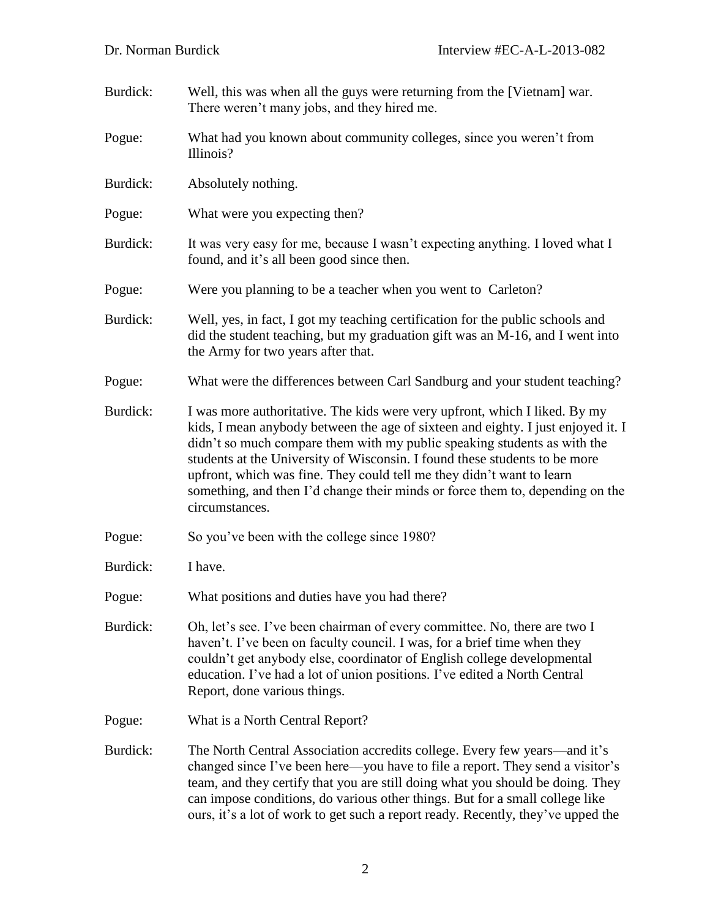Burdick: Well, this was when all the guys were returning from the [Vietnam] war. There weren't many jobs, and they hired me.

Pogue: What had you known about community colleges, since you weren't from Illinois?

Burdick: Absolutely nothing.

Pogue: What were you expecting then?

Burdick: It was very easy for me, because I wasn't expecting anything. I loved what I found, and it's all been good since then.

Pogue: Were you planning to be a teacher when you went to Carleton?

Burdick: Well, yes, in fact, I got my teaching certification for the public schools and did the student teaching, but my graduation gift was an M-16, and I went into the Army for two years after that.

Pogue: What were the differences between Carl Sandburg and your student teaching?

Burdick: I was more authoritative. The kids were very upfront, which I liked. By my kids, I mean anybody between the age of sixteen and eighty. I just enjoyed it. I didn't so much compare them with my public speaking students as with the students at the University of Wisconsin. I found these students to be more upfront, which was fine. They could tell me they didn't want to learn something, and then I'd change their minds or force them to, depending on the circumstances.

Pogue: So you've been with the college since 1980?

Burdick: I have.

Pogue: What positions and duties have you had there?

Burdick: Oh, let's see. I've been chairman of every committee. No, there are two I haven't. I've been on faculty council. I was, for a brief time when they couldn't get anybody else, coordinator of English college developmental education. I've had a lot of union positions. I've edited a North Central Report, done various things.

Pogue: What is a North Central Report?

Burdick: The North Central Association accredits college. Every few years—and it's changed since I've been here—you have to file a report. They send a visitor's team, and they certify that you are still doing what you should be doing. They can impose conditions, do various other things. But for a small college like ours, it's a lot of work to get such a report ready. Recently, they've upped the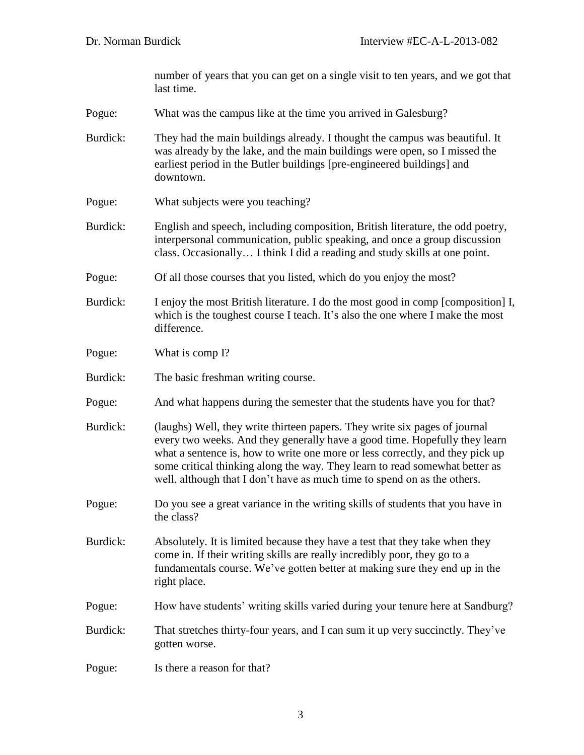number of years that you can get on a single visit to ten years, and we got that last time.

Pogue: What was the campus like at the time you arrived in Galesburg?

Burdick: They had the main buildings already. I thought the campus was beautiful. It was already by the lake, and the main buildings were open, so I missed the earliest period in the Butler buildings [pre-engineered buildings] and downtown.

Pogue: What subjects were you teaching?

Burdick: English and speech, including composition, British literature, the odd poetry, interpersonal communication, public speaking, and once a group discussion class. Occasionally… I think I did a reading and study skills at one point.

Pogue: Of all those courses that you listed, which do you enjoy the most?

Burdick: I enjoy the most British literature. I do the most good in comp [composition] I, which is the toughest course I teach. It's also the one where I make the most difference.

Pogue: What is comp I?

Burdick: The basic freshman writing course.

Pogue: And what happens during the semester that the students have you for that?

Burdick: (laughs) Well, they write thirteen papers. They write six pages of journal every two weeks. And they generally have a good time. Hopefully they learn what a sentence is, how to write one more or less correctly, and they pick up some critical thinking along the way. They learn to read somewhat better as well, although that I don't have as much time to spend on as the others.

Pogue: Do you see a great variance in the writing skills of students that you have in the class?

Burdick: Absolutely. It is limited because they have a test that they take when they come in. If their writing skills are really incredibly poor, they go to a fundamentals course. We've gotten better at making sure they end up in the right place.

Pogue: How have students' writing skills varied during your tenure here at Sandburg?

Burdick: That stretches thirty-four years, and I can sum it up very succinctly. They've gotten worse.

Pogue: Is there a reason for that?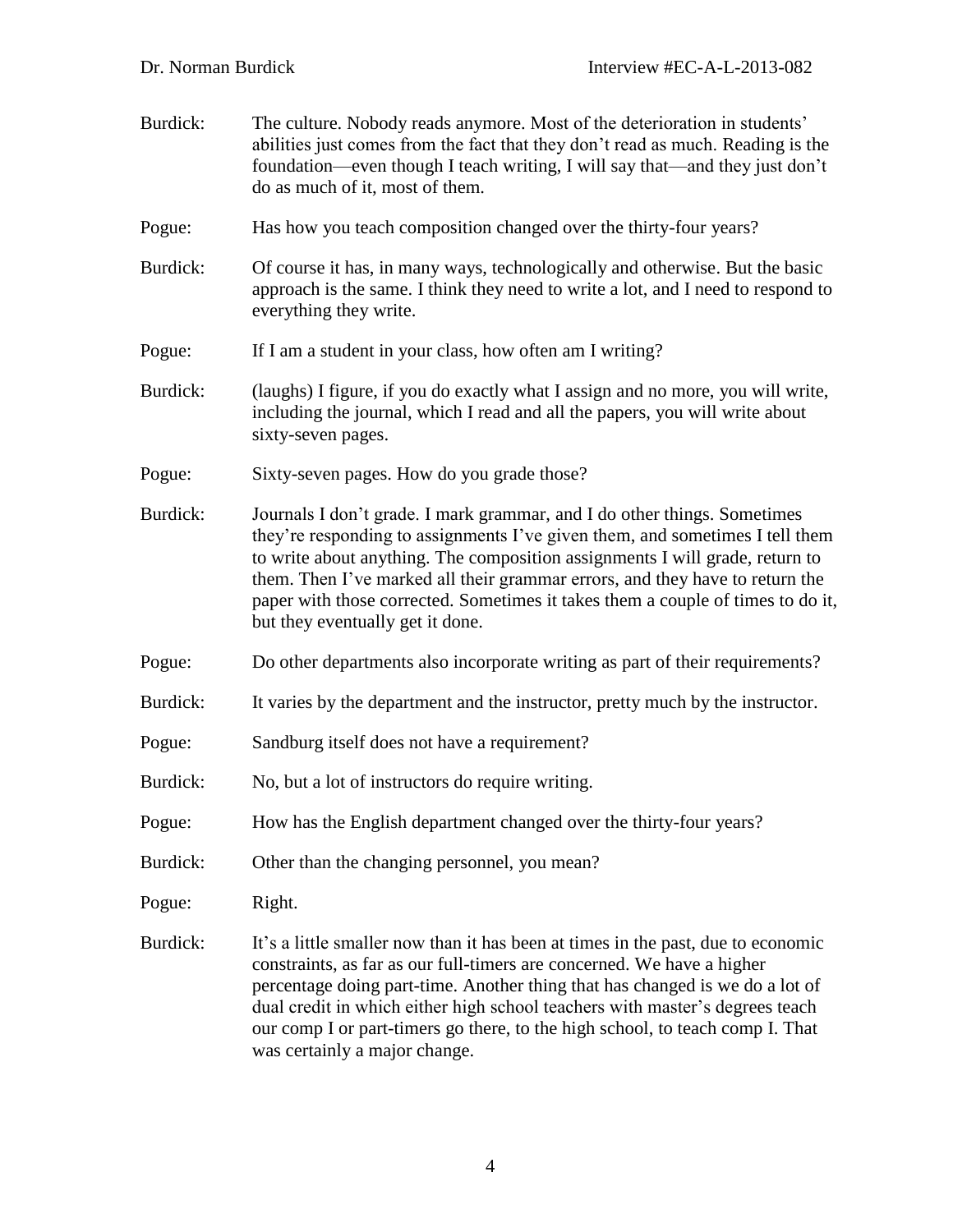Burdick: The culture. Nobody reads anymore. Most of the deterioration in students' abilities just comes from the fact that they don't read as much. Reading is the foundation—even though I teach writing, I will say that—and they just don't do as much of it, most of them.

Pogue: Has how you teach composition changed over the thirty-four years?

Burdick: Of course it has, in many ways, technologically and otherwise. But the basic approach is the same. I think they need to write a lot, and I need to respond to everything they write.

Pogue: If I am a student in your class, how often am I writing?

Burdick: (laughs) I figure, if you do exactly what I assign and no more, you will write, including the journal, which I read and all the papers, you will write about sixty-seven pages.

Pogue: Sixty-seven pages. How do you grade those?

Burdick: Journals I don't grade. I mark grammar, and I do other things. Sometimes they're responding to assignments I've given them, and sometimes I tell them to write about anything. The composition assignments I will grade, return to them. Then I've marked all their grammar errors, and they have to return the paper with those corrected. Sometimes it takes them a couple of times to do it, but they eventually get it done.

Pogue: Do other departments also incorporate writing as part of their requirements?

Burdick: It varies by the department and the instructor, pretty much by the instructor.

Pogue: Sandburg itself does not have a requirement?

Burdick: No, but a lot of instructors do require writing.

Pogue: How has the English department changed over the thirty-four years?

Burdick: Other than the changing personnel, you mean?

Pogue: Right.

Burdick: It's a little smaller now than it has been at times in the past, due to economic constraints, as far as our full-timers are concerned. We have a higher percentage doing part-time. Another thing that has changed is we do a lot of dual credit in which either high school teachers with master's degrees teach our comp I or part-timers go there, to the high school, to teach comp I. That was certainly a major change.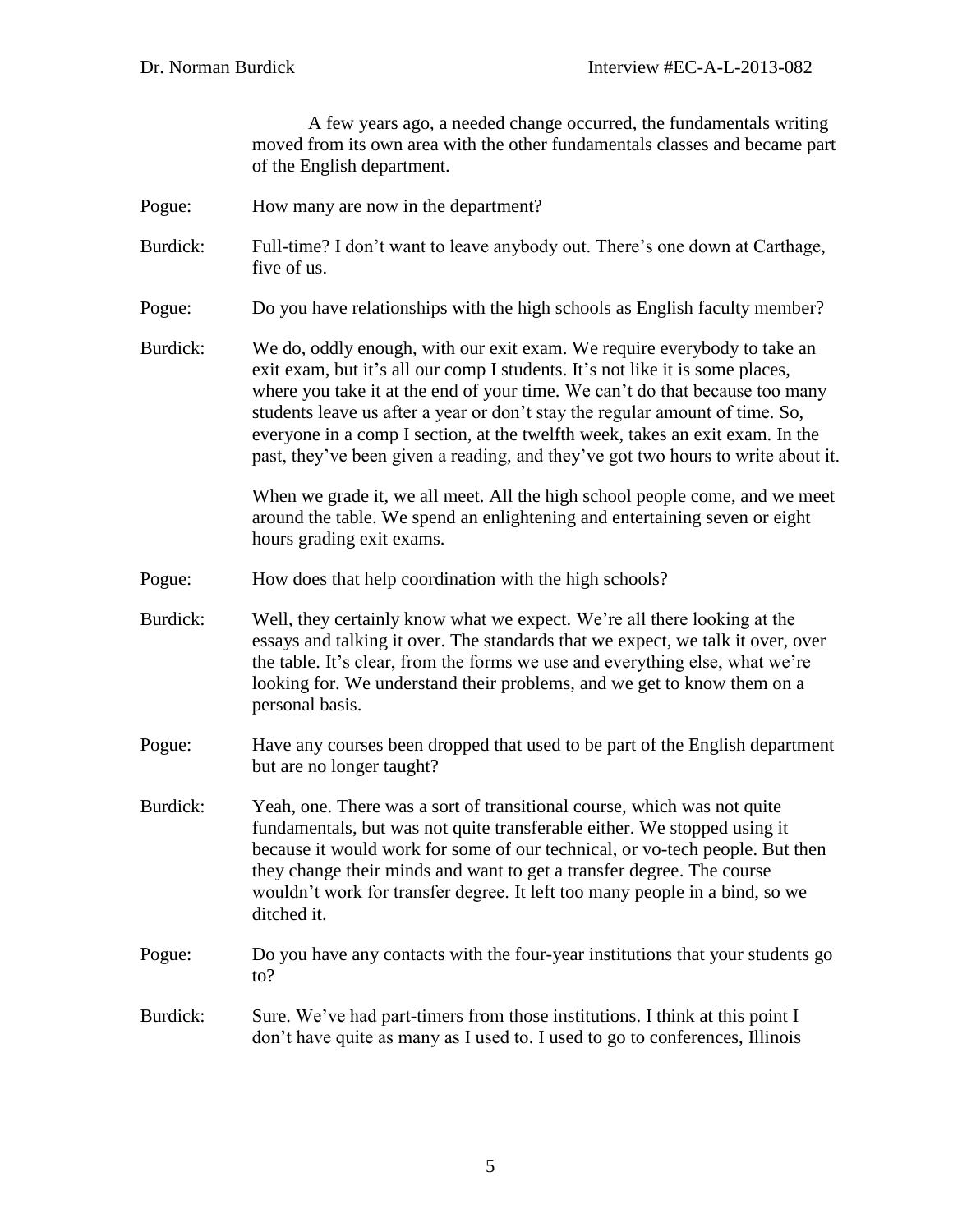A few years ago, a needed change occurred, the fundamentals writing moved from its own area with the other fundamentals classes and became part of the English department.

Pogue: How many are now in the department?

Burdick: Full-time? I don't want to leave anybody out. There's one down at Carthage, five of us.

Pogue: Do you have relationships with the high schools as English faculty member?

Burdick: We do, oddly enough, with our exit exam. We require everybody to take an exit exam, but it's all our comp I students. It's not like it is some places, where you take it at the end of your time. We can't do that because too many students leave us after a year or don't stay the regular amount of time. So, everyone in a comp I section, at the twelfth week, takes an exit exam. In the past, they've been given a reading, and they've got two hours to write about it.

When we grade it, we all meet. All the high school people come, and we meet around the table. We spend an enlightening and entertaining seven or eight hours grading exit exams.

Pogue: How does that help coordination with the high schools?

Burdick: Well, they certainly know what we expect. We're all there looking at the essays and talking it over. The standards that we expect, we talk it over, over the table. It's clear, from the forms we use and everything else, what we're looking for. We understand their problems, and we get to know them on a personal basis.

Pogue: Have any courses been dropped that used to be part of the English department but are no longer taught?

Burdick: Yeah, one. There was a sort of transitional course, which was not quite fundamentals, but was not quite transferable either. We stopped using it because it would work for some of our technical, or vo-tech people. But then they change their minds and want to get a transfer degree. The course wouldn't work for transfer degree. It left too many people in a bind, so we ditched it.

Pogue: Do you have any contacts with the four-year institutions that your students go to?

Burdick: Sure. We've had part-timers from those institutions. I think at this point I don't have quite as many as I used to. I used to go to conferences, Illinois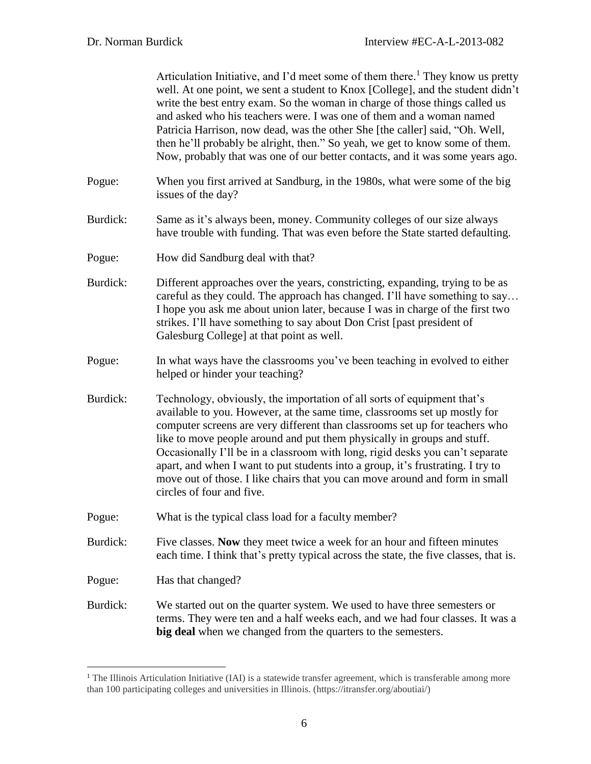Articulation Initiative, and I'd meet some of them there.[1] They know us pretty well. At one point, we sent a student to Knox [College], and the student didn't write the best entry exam. So the woman in charge of those things called us and asked who his teachers were. I was one of them and a woman named Patricia Harrison, now dead, was the other She [the caller] said, "Oh. Well, then he'll probably be alright, then." So yeah, we get to know some of them. Now, probably that was one of our better contacts, and it was some years ago.

Pogue: When you first arrived at Sandburg, in the 1980s, what were some of the big issues of the day?

Burdick: Same as it's always been, money. Community colleges of our size always have trouble with funding. That was even before the State started defaulting.

Pogue: How did Sandburg deal with that?

Burdick: Different approaches over the years, constricting, expanding, trying to be as careful as they could. The approach has changed. I'll have something to say… I hope you ask me about union later, because I was in charge of the first two strikes. I'll have something to say about Don Crist [past president of Galesburg College] at that point as well.

Pogue: In what ways have the classrooms you've been teaching in evolved to either helped or hinder your teaching?

Burdick: Technology, obviously, the importation of all sorts of equipment that's available to you. However, at the same time, classrooms set up mostly for computer screens are very different than classrooms set up for teachers who like to move people around and put them physically in groups and stuff. Occasionally I'll be in a classroom with long, rigid desks you can't separate apart, and when I want to put students into a group, it's frustrating. I try to move out of those. I like chairs that you can move around and form in small circles of four and five.

Pogue: What is the typical class load for a faculty member?

Burdick: Five classes. **Now** they meet twice a week for an hour and fifteen minutes each time. I think that's pretty typical across the state, the five classes, that is.

Pogue: Has that changed?

Burdick: We started out on the quarter system. We used to have three semesters or terms. They were ten and a half weeks each, and we had four classes. It was a **big deal** when we changed from the quarters to the semesters.

---

[1] The Illinois Articulation Initiative (IAI) is a statewide transfer agreement, which is transferable among more than 100 participating colleges and universities in Illinois. (https://itransfer.org/aboutiai/)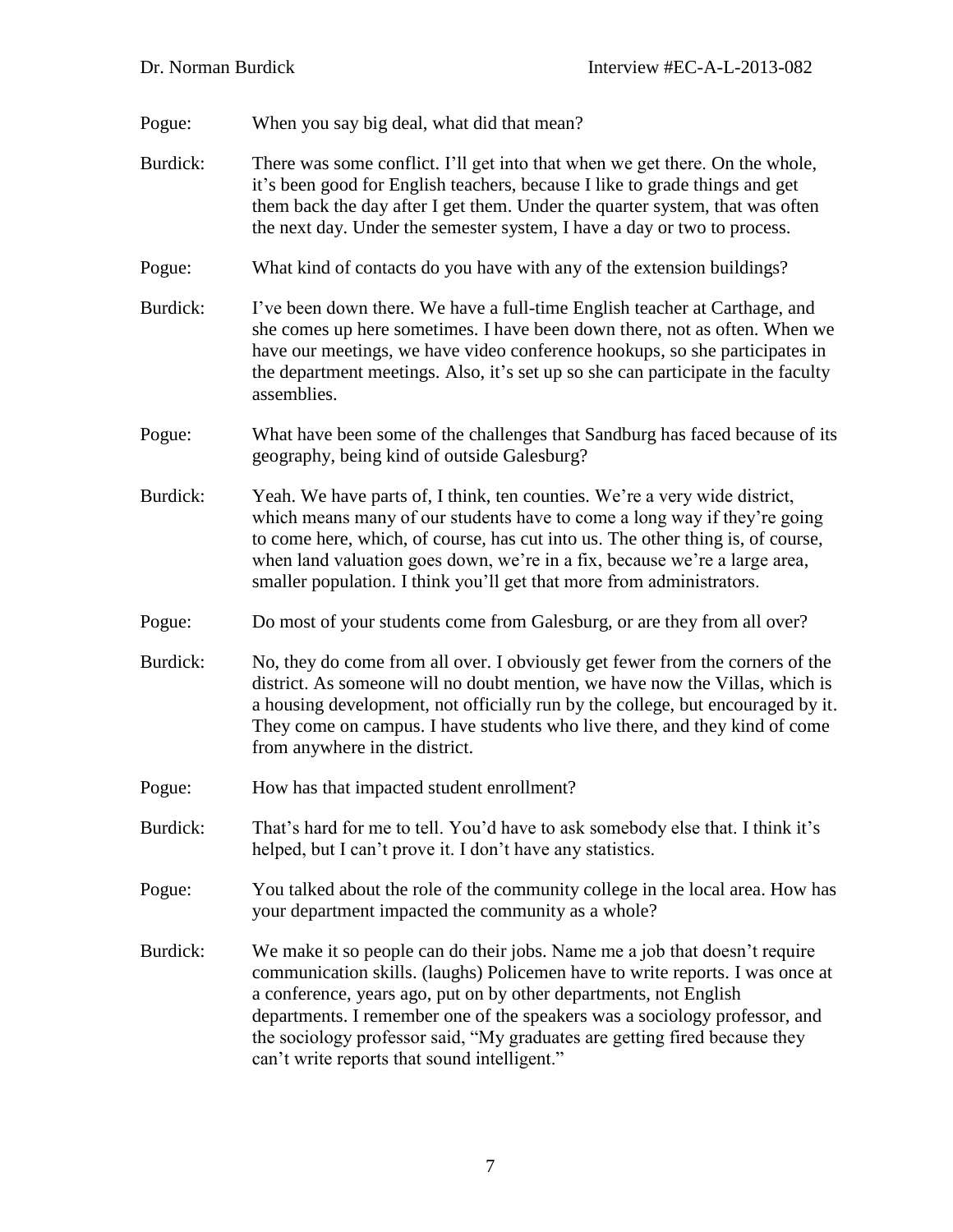Pogue: When you say big deal, what did that mean?

Burdick: There was some conflict. I'll get into that when we get there. On the whole, it's been good for English teachers, because I like to grade things and get them back the day after I get them. Under the quarter system, that was often the next day. Under the semester system, I have a day or two to process.

Pogue: What kind of contacts do you have with any of the extension buildings?

Burdick: I've been down there. We have a full-time English teacher at Carthage, and she comes up here sometimes. I have been down there, not as often. When we have our meetings, we have video conference hookups, so she participates in the department meetings. Also, it's set up so she can participate in the faculty assemblies.

Pogue: What have been some of the challenges that Sandburg has faced because of its geography, being kind of outside Galesburg?

Burdick: Yeah. We have parts of, I think, ten counties. We're a very wide district, which means many of our students have to come a long way if they're going to come here, which, of course, has cut into us. The other thing is, of course, when land valuation goes down, we're in a fix, because we're a large area, smaller population. I think you'll get that more from administrators.

Pogue: Do most of your students come from Galesburg, or are they from all over?

Burdick: No, they do come from all over. I obviously get fewer from the corners of the district. As someone will no doubt mention, we have now the Villas, which is a housing development, not officially run by the college, but encouraged by it. They come on campus. I have students who live there, and they kind of come from anywhere in the district.

Pogue: How has that impacted student enrollment?

Burdick: That's hard for me to tell. You'd have to ask somebody else that. I think it's helped, but I can't prove it. I don't have any statistics.

Pogue: You talked about the role of the community college in the local area. How has your department impacted the community as a whole?

Burdick: We make it so people can do their jobs. Name me a job that doesn't require communication skills. (laughs) Policemen have to write reports. I was once at a conference, years ago, put on by other departments, not English departments. I remember one of the speakers was a sociology professor, and the sociology professor said, "My graduates are getting fired because they can't write reports that sound intelligent."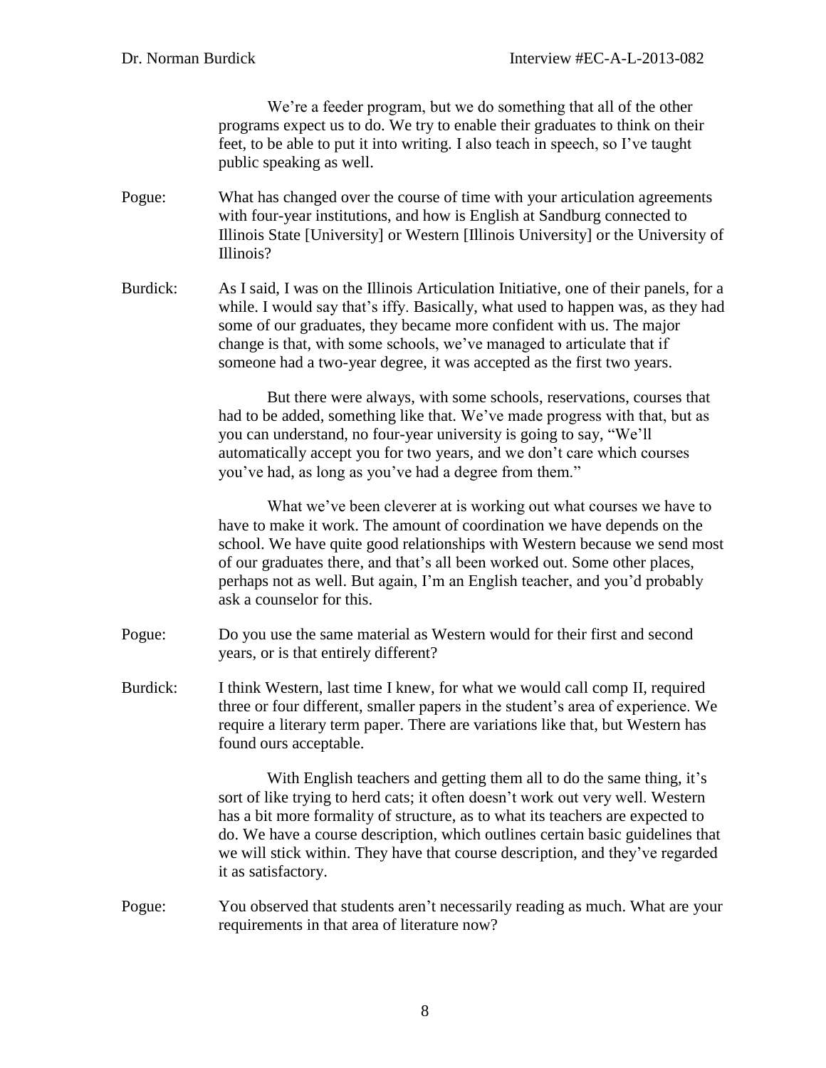We're a feeder program, but we do something that all of the other programs expect us to do. We try to enable their graduates to think on their feet, to be able to put it into writing. I also teach in speech, so I've taught public speaking as well.

Pogue: What has changed over the course of time with your articulation agreements with four-year institutions, and how is English at Sandburg connected to Illinois State [University] or Western [Illinois University] or the University of Illinois?

Burdick: As I said, I was on the Illinois Articulation Initiative, one of their panels, for a while. I would say that's iffy. Basically, what used to happen was, as they had some of our graduates, they became more confident with us. The major change is that, with some schools, we've managed to articulate that if someone had a two-year degree, it was accepted as the first two years.

But there were always, with some schools, reservations, courses that had to be added, something like that. We've made progress with that, but as you can understand, no four-year university is going to say, "We'll automatically accept you for two years, and we don't care which courses you've had, as long as you've had a degree from them."

What we've been cleverer at is working out what courses we have to have to make it work. The amount of coordination we have depends on the school. We have quite good relationships with Western because we send most of our graduates there, and that's all been worked out. Some other places, perhaps not as well. But again, I'm an English teacher, and you'd probably ask a counselor for this.

Pogue: Do you use the same material as Western would for their first and second years, or is that entirely different?

Burdick: I think Western, last time I knew, for what we would call comp II, required three or four different, smaller papers in the student's area of experience. We require a literary term paper. There are variations like that, but Western has found ours acceptable.

With English teachers and getting them all to do the same thing, it's sort of like trying to herd cats; it often doesn't work out very well. Western has a bit more formality of structure, as to what its teachers are expected to do. We have a course description, which outlines certain basic guidelines that we will stick within. They have that course description, and they've regarded it as satisfactory.

Pogue: You observed that students aren't necessarily reading as much. What are your requirements in that area of literature now?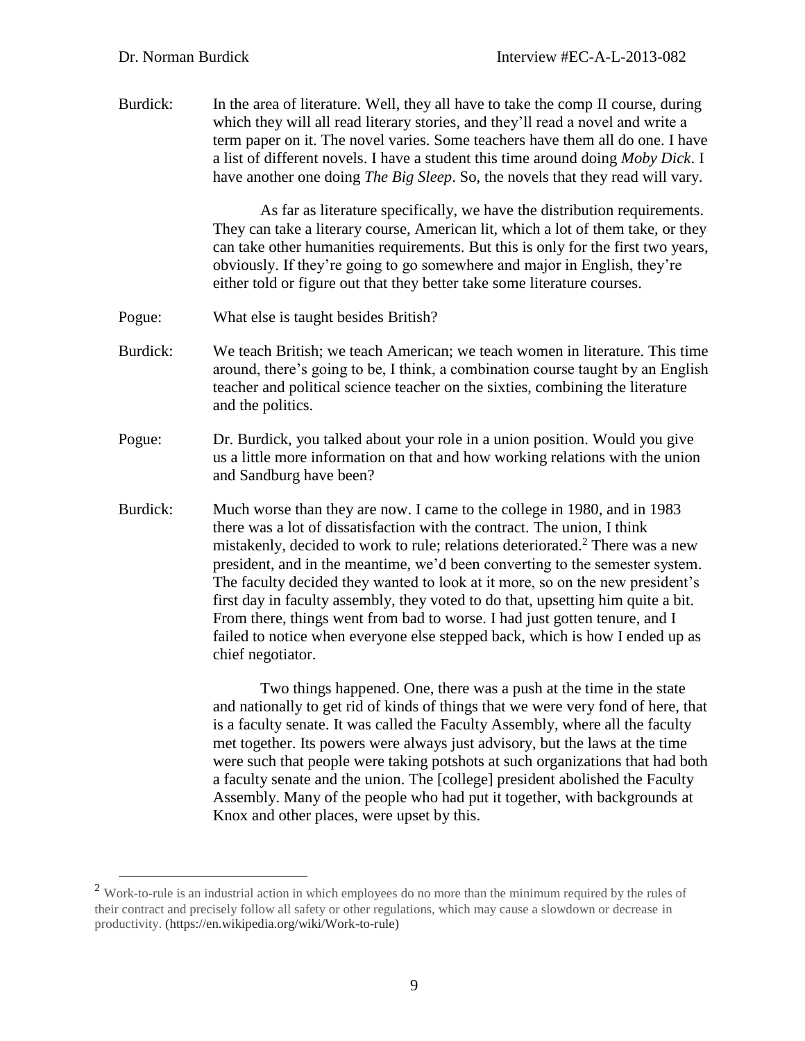Burdick: In the area of literature. Well, they all have to take the comp II course, during which they will all read literary stories, and they'll read a novel and write a term paper on it. The novel varies. Some teachers have them all do one. I have a list of different novels. I have a student this time around doing *Moby Dick*. I have another one doing *The Big Sleep*. So, the novels that they read will vary.

As far as literature specifically, we have the distribution requirements. They can take a literary course, American lit, which a lot of them take, or they can take other humanities requirements. But this is only for the first two years, obviously. If they're going to go somewhere and major in English, they're either told or figure out that they better take some literature courses.

Pogue: What else is taught besides British?

Burdick: We teach British; we teach American; we teach women in literature. This time around, there's going to be, I think, a combination course taught by an English teacher and political science teacher on the sixties, combining the literature and the politics.

Pogue: Dr. Burdick, you talked about your role in a union position. Would you give us a little more information on that and how working relations with the union and Sandburg have been?

Burdick: Much worse than they are now. I came to the college in 1980, and in 1983 there was a lot of dissatisfaction with the contract. The union, I think mistakenly, decided to work to rule; relations deteriorated.[2] There was a new president, and in the meantime, we'd been converting to the semester system. The faculty decided they wanted to look at it more, so on the new president's first day in faculty assembly, they voted to do that, upsetting him quite a bit. From there, things went from bad to worse. I had just gotten tenure, and I failed to notice when everyone else stepped back, which is how I ended up as chief negotiator.

Two things happened. One, there was a push at the time in the state and nationally to get rid of kinds of things that we were very fond of here, that is a faculty senate. It was called the Faculty Assembly, where all the faculty met together. Its powers were always just advisory, but the laws at the time were such that people were taking potshots at such organizations that had both a faculty senate and the union. The [college] president abolished the Faculty Assembly. Many of the people who had put it together, with backgrounds at Knox and other places, were upset by this.

---

[2] Work-to-rule is an industrial action in which employees do no more than the minimum required by the rules of their contract and precisely follow all safety or other regulations, which may cause a slowdown or decrease in productivity. (https://en.wikipedia.org/wiki/Work-to-rule)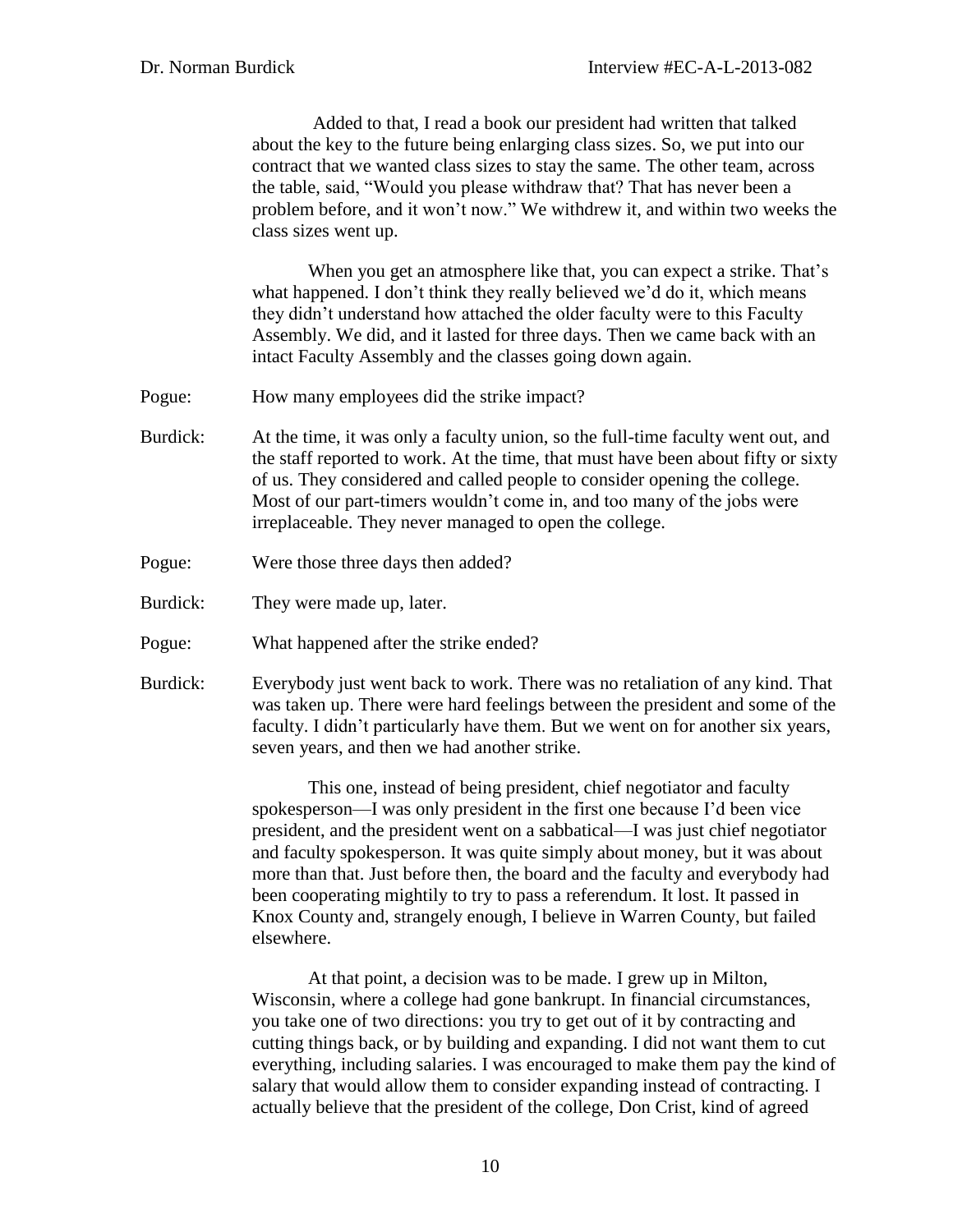Added to that, I read a book our president had written that talked about the key to the future being enlarging class sizes. So, we put into our contract that we wanted class sizes to stay the same. The other team, across the table, said, "Would you please withdraw that? That has never been a problem before, and it won't now." We withdrew it, and within two weeks the class sizes went up.

When you get an atmosphere like that, you can expect a strike. That's what happened. I don't think they really believed we'd do it, which means they didn't understand how attached the older faculty were to this Faculty Assembly. We did, and it lasted for three days. Then we came back with an intact Faculty Assembly and the classes going down again.

Pogue: How many employees did the strike impact?

Burdick: At the time, it was only a faculty union, so the full-time faculty went out, and the staff reported to work. At the time, that must have been about fifty or sixty of us. They considered and called people to consider opening the college. Most of our part-timers wouldn't come in, and too many of the jobs were irreplaceable. They never managed to open the college.

Pogue: Were those three days then added?

Burdick: They were made up, later.

Pogue: What happened after the strike ended?

Burdick: Everybody just went back to work. There was no retaliation of any kind. That was taken up. There were hard feelings between the president and some of the faculty. I didn't particularly have them. But we went on for another six years, seven years, and then we had another strike.

This one, instead of being president, chief negotiator and faculty spokesperson—I was only president in the first one because I'd been vice president, and the president went on a sabbatical—I was just chief negotiator and faculty spokesperson. It was quite simply about money, but it was about more than that. Just before then, the board and the faculty and everybody had been cooperating mightily to try to pass a referendum. It lost. It passed in Knox County and, strangely enough, I believe in Warren County, but failed elsewhere.

At that point, a decision was to be made. I grew up in Milton, Wisconsin, where a college had gone bankrupt. In financial circumstances, you take one of two directions: you try to get out of it by contracting and cutting things back, or by building and expanding. I did not want them to cut everything, including salaries. I was encouraged to make them pay the kind of salary that would allow them to consider expanding instead of contracting. I actually believe that the president of the college, Don Crist, kind of agreed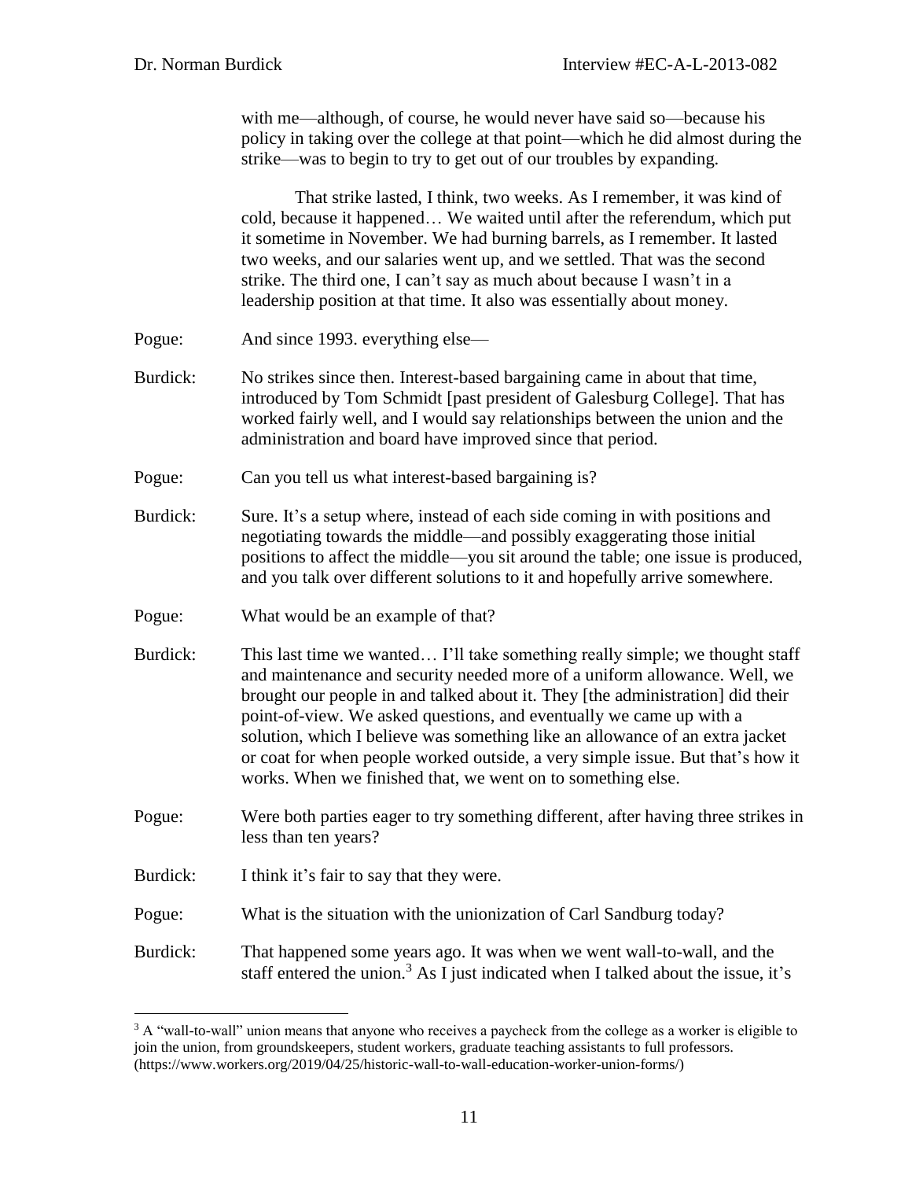with me—although, of course, he would never have said so—because his policy in taking over the college at that point—which he did almost during the strike—was to begin to try to get out of our troubles by expanding.

That strike lasted, I think, two weeks. As I remember, it was kind of cold, because it happened… We waited until after the referendum, which put it sometime in November. We had burning barrels, as I remember. It lasted two weeks, and our salaries went up, and we settled. That was the second strike. The third one, I can't say as much about because I wasn't in a leadership position at that time. It also was essentially about money.

Pogue: And since 1993. everything else—

Burdick: No strikes since then. Interest-based bargaining came in about that time, introduced by Tom Schmidt [past president of Galesburg College]. That has worked fairly well, and I would say relationships between the union and the administration and board have improved since that period.

Pogue: Can you tell us what interest-based bargaining is?

Burdick: Sure. It's a setup where, instead of each side coming in with positions and negotiating towards the middle—and possibly exaggerating those initial positions to affect the middle—you sit around the table; one issue is produced, and you talk over different solutions to it and hopefully arrive somewhere.

Pogue: What would be an example of that?

Burdick: This last time we wanted… I'll take something really simple; we thought staff and maintenance and security needed more of a uniform allowance. Well, we brought our people in and talked about it. They [the administration] did their point-of-view. We asked questions, and eventually we came up with a solution, which I believe was something like an allowance of an extra jacket or coat for when people worked outside, a very simple issue. But that's how it works. When we finished that, we went on to something else.

Pogue: Were both parties eager to try something different, after having three strikes in less than ten years?

Burdick: I think it's fair to say that they were.

Pogue: What is the situation with the unionization of Carl Sandburg today?

Burdick: That happened some years ago. It was when we went wall-to-wall, and the staff entered the union.[3] As I just indicated when I talked about the issue, it's

---

[3] A "wall-to-wall" union means that anyone who receives a paycheck from the college as a worker is eligible to join the union, from groundskeepers, student workers, graduate teaching assistants to full professors. (https://www.workers.org/2019/04/25/historic-wall-to-wall-education-worker-union-forms/)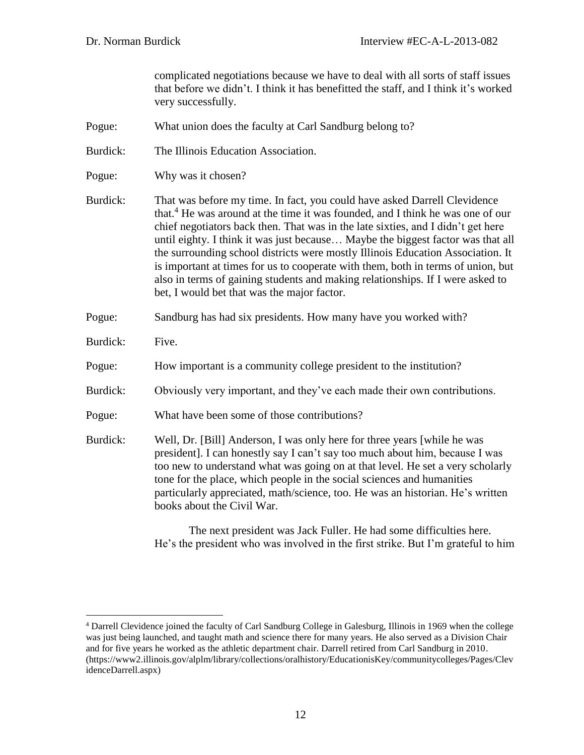complicated negotiations because we have to deal with all sorts of staff issues that before we didn't. I think it has benefitted the staff, and I think it's worked very successfully.

Pogue: What union does the faculty at Carl Sandburg belong to?

Burdick: The Illinois Education Association.

Pogue: Why was it chosen?

Burdick: That was before my time. In fact, you could have asked Darrell Clevidence that.[4] He was around at the time it was founded, and I think he was one of our chief negotiators back then. That was in the late sixties, and I didn't get here until eighty. I think it was just because… Maybe the biggest factor was that all the surrounding school districts were mostly Illinois Education Association. It is important at times for us to cooperate with them, both in terms of union, but also in terms of gaining students and making relationships. If I were asked to bet, I would bet that was the major factor.

Pogue: Sandburg has had six presidents. How many have you worked with?

Burdick: Five.

Pogue: How important is a community college president to the institution?

Burdick: Obviously very important, and they've each made their own contributions.

Pogue: What have been some of those contributions?

Burdick: Well, Dr. [Bill] Anderson, I was only here for three years [while he was president]. I can honestly say I can't say too much about him, because I was too new to understand what was going on at that level. He set a very scholarly tone for the place, which people in the social sciences and humanities particularly appreciated, math/science, too. He was an historian. He's written books about the Civil War.

The next president was Jack Fuller. He had some difficulties here. He's the president who was involved in the first strike. But I'm grateful to him

---

[4] Darrell Clevidence joined the faculty of Carl Sandburg College in Galesburg, Illinois in 1969 when the college was just being launched, and taught math and science there for many years. He also served as a Division Chair and for five years he worked as the athletic department chair. Darrell retired from Carl Sandburg in 2010. (https://www2.illinois.gov/alplm/library/collections/oralhistory/EducationisKey/communitycolleges/Pages/ClevidenceDarrell.aspx)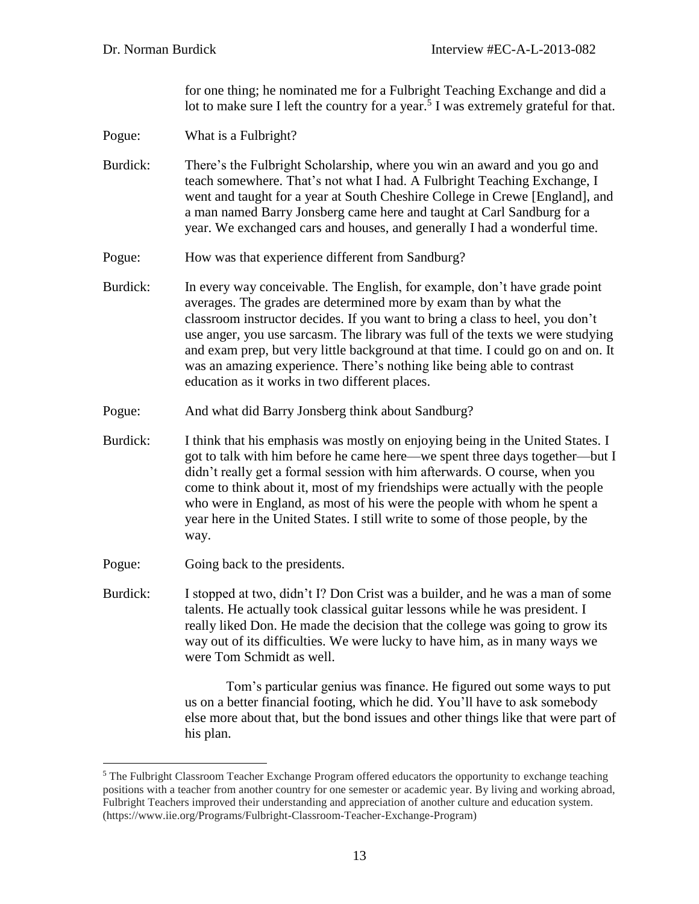for one thing; he nominated me for a Fulbright Teaching Exchange and did a lot to make sure I left the country for a year.[5] I was extremely grateful for that.

Pogue: What is a Fulbright?

Burdick: There's the Fulbright Scholarship, where you win an award and you go and teach somewhere. That's not what I had. A Fulbright Teaching Exchange, I went and taught for a year at South Cheshire College in Crewe [England], and a man named Barry Jonsberg came here and taught at Carl Sandburg for a year. We exchanged cars and houses, and generally I had a wonderful time.

Pogue: How was that experience different from Sandburg?

Burdick: In every way conceivable. The English, for example, don't have grade point averages. The grades are determined more by exam than by what the classroom instructor decides. If you want to bring a class to heel, you don't use anger, you use sarcasm. The library was full of the texts we were studying and exam prep, but very little background at that time. I could go on and on. It was an amazing experience. There's nothing like being able to contrast education as it works in two different places.

Pogue: And what did Barry Jonsberg think about Sandburg?

Burdick: I think that his emphasis was mostly on enjoying being in the United States. I got to talk with him before he came here—we spent three days together—but I didn't really get a formal session with him afterwards. O course, when you come to think about it, most of my friendships were actually with the people who were in England, as most of his were the people with whom he spent a year here in the United States. I still write to some of those people, by the way.

Pogue: Going back to the presidents.

Burdick: I stopped at two, didn't I? Don Crist was a builder, and he was a man of some talents. He actually took classical guitar lessons while he was president. I really liked Don. He made the decision that the college was going to grow its way out of its difficulties. We were lucky to have him, as in many ways we were Tom Schmidt as well.

Tom's particular genius was finance. He figured out some ways to put us on a better financial footing, which he did. You'll have to ask somebody else more about that, but the bond issues and other things like that were part of his plan.

---

[5] The Fulbright Classroom Teacher Exchange Program offered educators the opportunity to exchange teaching positions with a teacher from another country for one semester or academic year. By living and working abroad, Fulbright Teachers improved their understanding and appreciation of another culture and education system. (https://www.iie.org/Programs/Fulbright-Classroom-Teacher-Exchange-Program)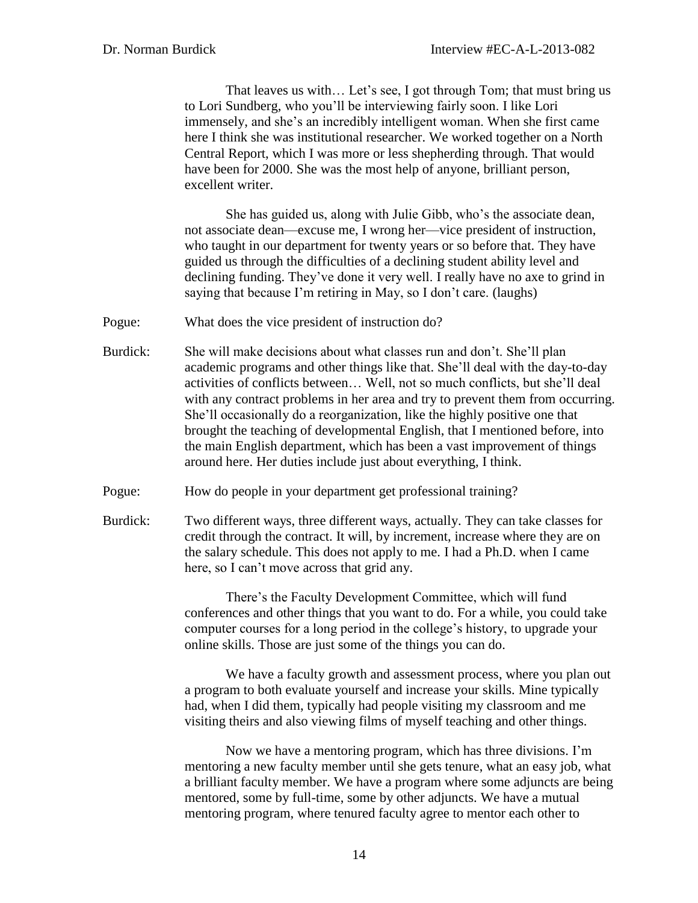That leaves us with… Let's see, I got through Tom; that must bring us to Lori Sundberg, who you'll be interviewing fairly soon. I like Lori immensely, and she's an incredibly intelligent woman. When she first came here I think she was institutional researcher. We worked together on a North Central Report, which I was more or less shepherding through. That would have been for 2000. She was the most help of anyone, brilliant person, excellent writer.

She has guided us, along with Julie Gibb, who's the associate dean, not associate dean—excuse me, I wrong her—vice president of instruction, who taught in our department for twenty years or so before that. They have guided us through the difficulties of a declining student ability level and declining funding. They've done it very well. I really have no axe to grind in saying that because I'm retiring in May, so I don't care. (laughs)

Pogue: What does the vice president of instruction do?

Burdick: She will make decisions about what classes run and don't. She'll plan academic programs and other things like that. She'll deal with the day-to-day activities of conflicts between… Well, not so much conflicts, but she'll deal with any contract problems in her area and try to prevent them from occurring. She'll occasionally do a reorganization, like the highly positive one that brought the teaching of developmental English, that I mentioned before, into the main English department, which has been a vast improvement of things around here. Her duties include just about everything, I think.

Pogue: How do people in your department get professional training?

Burdick: Two different ways, three different ways, actually. They can take classes for credit through the contract. It will, by increment, increase where they are on the salary schedule. This does not apply to me. I had a Ph.D. when I came here, so I can't move across that grid any.

There's the Faculty Development Committee, which will fund conferences and other things that you want to do. For a while, you could take computer courses for a long period in the college's history, to upgrade your online skills. Those are just some of the things you can do.

We have a faculty growth and assessment process, where you plan out a program to both evaluate yourself and increase your skills. Mine typically had, when I did them, typically had people visiting my classroom and me visiting theirs and also viewing films of myself teaching and other things.

Now we have a mentoring program, which has three divisions. I'm mentoring a new faculty member until she gets tenure, what an easy job, what a brilliant faculty member. We have a program where some adjuncts are being mentored, some by full-time, some by other adjuncts. We have a mutual mentoring program, where tenured faculty agree to mentor each other to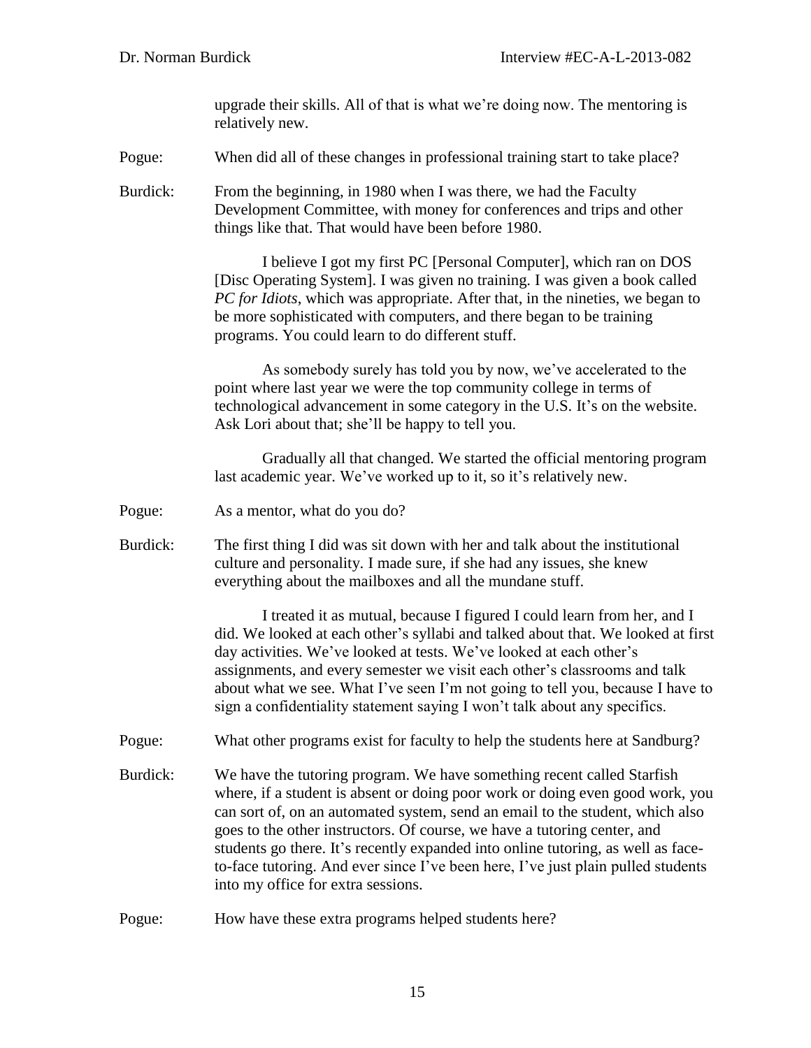upgrade their skills. All of that is what we're doing now. The mentoring is relatively new.

Pogue: When did all of these changes in professional training start to take place?

Burdick: From the beginning, in 1980 when I was there, we had the Faculty Development Committee, with money for conferences and trips and other things like that. That would have been before 1980.

I believe I got my first PC [Personal Computer], which ran on DOS [Disc Operating System]. I was given no training. I was given a book called *PC for Idiots*, which was appropriate. After that, in the nineties, we began to be more sophisticated with computers, and there began to be training programs. You could learn to do different stuff.

As somebody surely has told you by now, we've accelerated to the point where last year we were the top community college in terms of technological advancement in some category in the U.S. It's on the website. Ask Lori about that; she'll be happy to tell you.

Gradually all that changed. We started the official mentoring program last academic year. We've worked up to it, so it's relatively new.

Pogue: As a mentor, what do you do?

Burdick: The first thing I did was sit down with her and talk about the institutional culture and personality. I made sure, if she had any issues, she knew everything about the mailboxes and all the mundane stuff.

I treated it as mutual, because I figured I could learn from her, and I did. We looked at each other's syllabi and talked about that. We looked at first day activities. We've looked at tests. We've looked at each other's assignments, and every semester we visit each other's classrooms and talk about what we see. What I've seen I'm not going to tell you, because I have to sign a confidentiality statement saying I won't talk about any specifics.

Pogue: What other programs exist for faculty to help the students here at Sandburg?

Burdick: We have the tutoring program. We have something recent called Starfish where, if a student is absent or doing poor work or doing even good work, you can sort of, on an automated system, send an email to the student, which also goes to the other instructors. Of course, we have a tutoring center, and students go there. It's recently expanded into online tutoring, as well as face-to-face tutoring. And ever since I've been here, I've just plain pulled students into my office for extra sessions.

Pogue: How have these extra programs helped students here?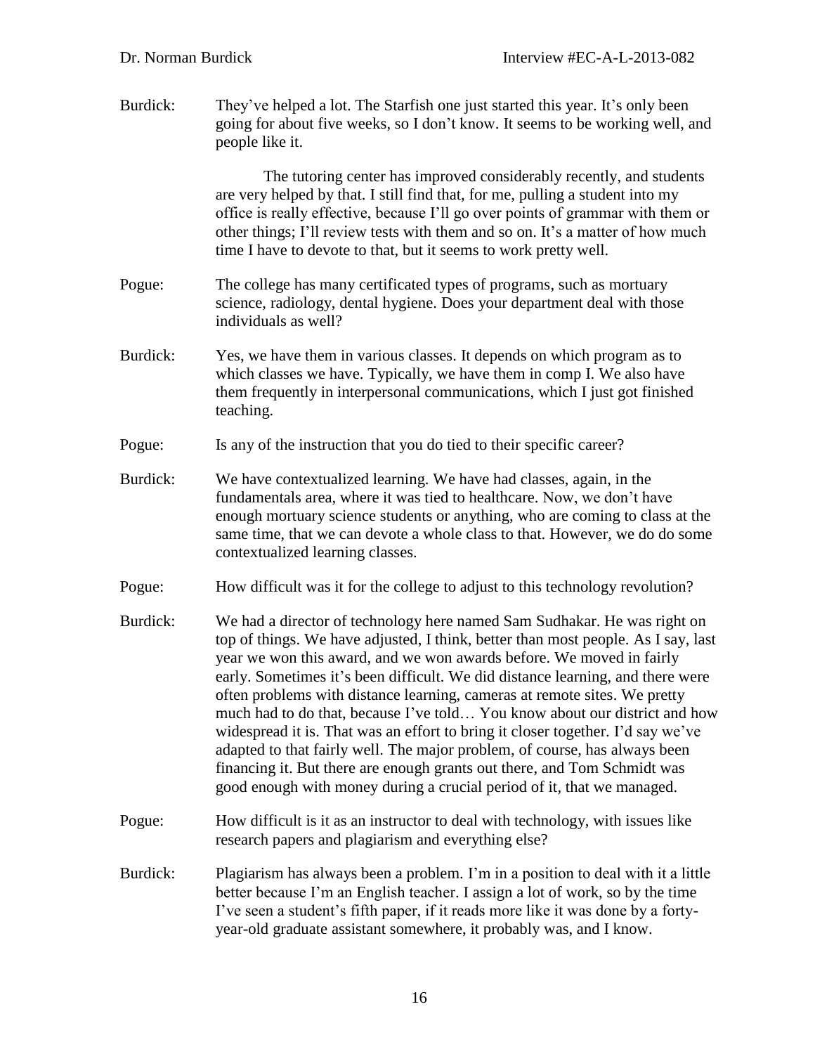Burdick: They've helped a lot. The Starfish one just started this year. It's only been going for about five weeks, so I don't know. It seems to be working well, and people like it.

The tutoring center has improved considerably recently, and students are very helped by that. I still find that, for me, pulling a student into my office is really effective, because I'll go over points of grammar with them or other things; I'll review tests with them and so on. It's a matter of how much time I have to devote to that, but it seems to work pretty well.

Pogue: The college has many certificated types of programs, such as mortuary science, radiology, dental hygiene. Does your department deal with those individuals as well?

Burdick: Yes, we have them in various classes. It depends on which program as to which classes we have. Typically, we have them in comp I. We also have them frequently in interpersonal communications, which I just got finished teaching.

Pogue: Is any of the instruction that you do tied to their specific career?

Burdick: We have contextualized learning. We have had classes, again, in the fundamentals area, where it was tied to healthcare. Now, we don't have enough mortuary science students or anything, who are coming to class at the same time, that we can devote a whole class to that. However, we do do some contextualized learning classes.

Pogue: How difficult was it for the college to adjust to this technology revolution?

Burdick: We had a director of technology here named Sam Sudhakar. He was right on top of things. We have adjusted, I think, better than most people. As I say, last year we won this award, and we won awards before. We moved in fairly early. Sometimes it's been difficult. We did distance learning, and there were often problems with distance learning, cameras at remote sites. We pretty much had to do that, because I've told… You know about our district and how widespread it is. That was an effort to bring it closer together. I'd say we've adapted to that fairly well. The major problem, of course, has always been financing it. But there are enough grants out there, and Tom Schmidt was good enough with money during a crucial period of it, that we managed.

Pogue: How difficult is it as an instructor to deal with technology, with issues like research papers and plagiarism and everything else?

Burdick: Plagiarism has always been a problem. I'm in a position to deal with it a little better because I'm an English teacher. I assign a lot of work, so by the time I've seen a student's fifth paper, if it reads more like it was done by a forty-year-old graduate assistant somewhere, it probably was, and I know.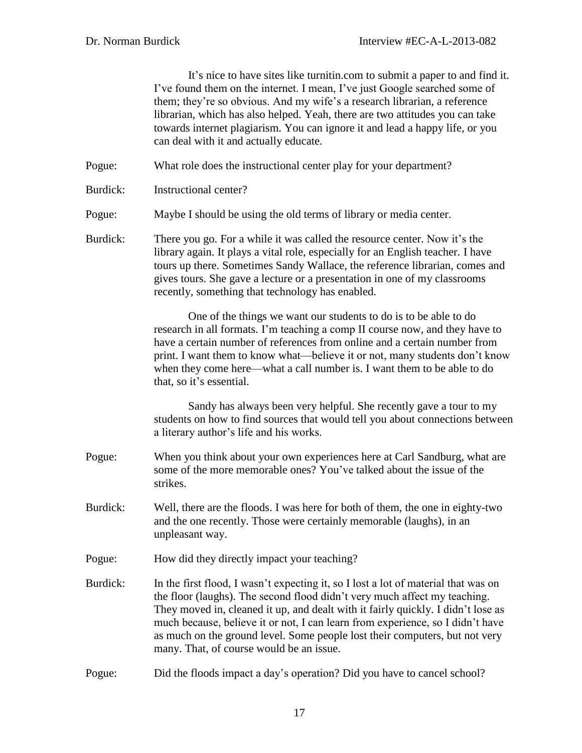It's nice to have sites like turnitin.com to submit a paper to and find it. I've found them on the internet. I mean, I've just Google searched some of them; they're so obvious. And my wife's a research librarian, a reference librarian, which has also helped. Yeah, there are two attitudes you can take towards internet plagiarism. You can ignore it and lead a happy life, or you can deal with it and actually educate.

Pogue: What role does the instructional center play for your department?

Burdick: Instructional center?

Pogue: Maybe I should be using the old terms of library or media center.

Burdick: There you go. For a while it was called the resource center. Now it's the library again. It plays a vital role, especially for an English teacher. I have tours up there. Sometimes Sandy Wallace, the reference librarian, comes and gives tours. She gave a lecture or a presentation in one of my classrooms recently, something that technology has enabled.

One of the things we want our students to do is to be able to do research in all formats. I'm teaching a comp II course now, and they have to have a certain number of references from online and a certain number from print. I want them to know what—believe it or not, many students don't know when they come here—what a call number is. I want them to be able to do that, so it's essential.

Sandy has always been very helpful. She recently gave a tour to my students on how to find sources that would tell you about connections between a literary author's life and his works.

Pogue: When you think about your own experiences here at Carl Sandburg, what are some of the more memorable ones? You've talked about the issue of the strikes.

Burdick: Well, there are the floods. I was here for both of them, the one in eighty-two and the one recently. Those were certainly memorable (laughs), in an unpleasant way.

Pogue: How did they directly impact your teaching?

Burdick: In the first flood, I wasn't expecting it, so I lost a lot of material that was on the floor (laughs). The second flood didn't very much affect my teaching. They moved in, cleaned it up, and dealt with it fairly quickly. I didn't lose as much because, believe it or not, I can learn from experience, so I didn't have as much on the ground level. Some people lost their computers, but not very many. That, of course would be an issue.

Pogue: Did the floods impact a day's operation? Did you have to cancel school?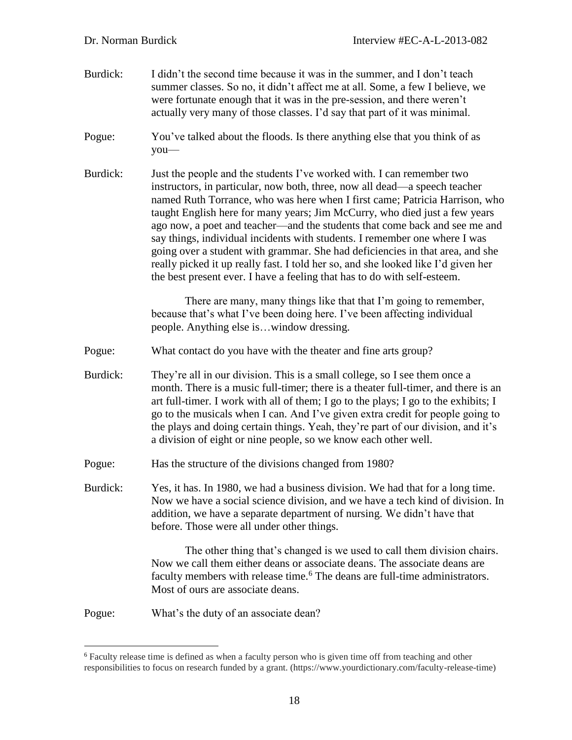Burdick: I didn't the second time because it was in the summer, and I don't teach summer classes. So no, it didn't affect me at all. Some, a few I believe, we were fortunate enough that it was in the pre-session, and there weren't actually very many of those classes. I'd say that part of it was minimal.

Pogue: You've talked about the floods. Is there anything else that you think of as you—

Burdick: Just the people and the students I've worked with. I can remember two instructors, in particular, now both, three, now all dead—a speech teacher named Ruth Torrance, who was here when I first came; Patricia Harrison, who taught English here for many years; Jim McCurry, who died just a few years ago now, a poet and teacher—and the students that come back and see me and say things, individual incidents with students. I remember one where I was going over a student with grammar. She had deficiencies in that area, and she really picked it up really fast. I told her so, and she looked like I'd given her the best present ever. I have a feeling that has to do with self-esteem.

There are many, many things like that that I'm going to remember, because that's what I've been doing here. I've been affecting individual people. Anything else is…window dressing.

Pogue: What contact do you have with the theater and fine arts group?

Burdick: They're all in our division. This is a small college, so I see them once a month. There is a music full-timer; there is a theater full-timer, and there is an art full-timer. I work with all of them; I go to the plays; I go to the exhibits; I go to the musicals when I can. And I've given extra credit for people going to the plays and doing certain things. Yeah, they're part of our division, and it's a division of eight or nine people, so we know each other well.

Pogue: Has the structure of the divisions changed from 1980?

Burdick: Yes, it has. In 1980, we had a business division. We had that for a long time. Now we have a social science division, and we have a tech kind of division. In addition, we have a separate department of nursing. We didn't have that before. Those were all under other things.

The other thing that's changed is we used to call them division chairs. Now we call them either deans or associate deans. The associate deans are faculty members with release time.[6] The deans are full-time administrators. Most of ours are associate deans.

Pogue: What's the duty of an associate dean?

---

[6] Faculty release time is defined as when a faculty person who is given time off from teaching and other responsibilities to focus on research funded by a grant. (https://www.yourdictionary.com/faculty-release-time)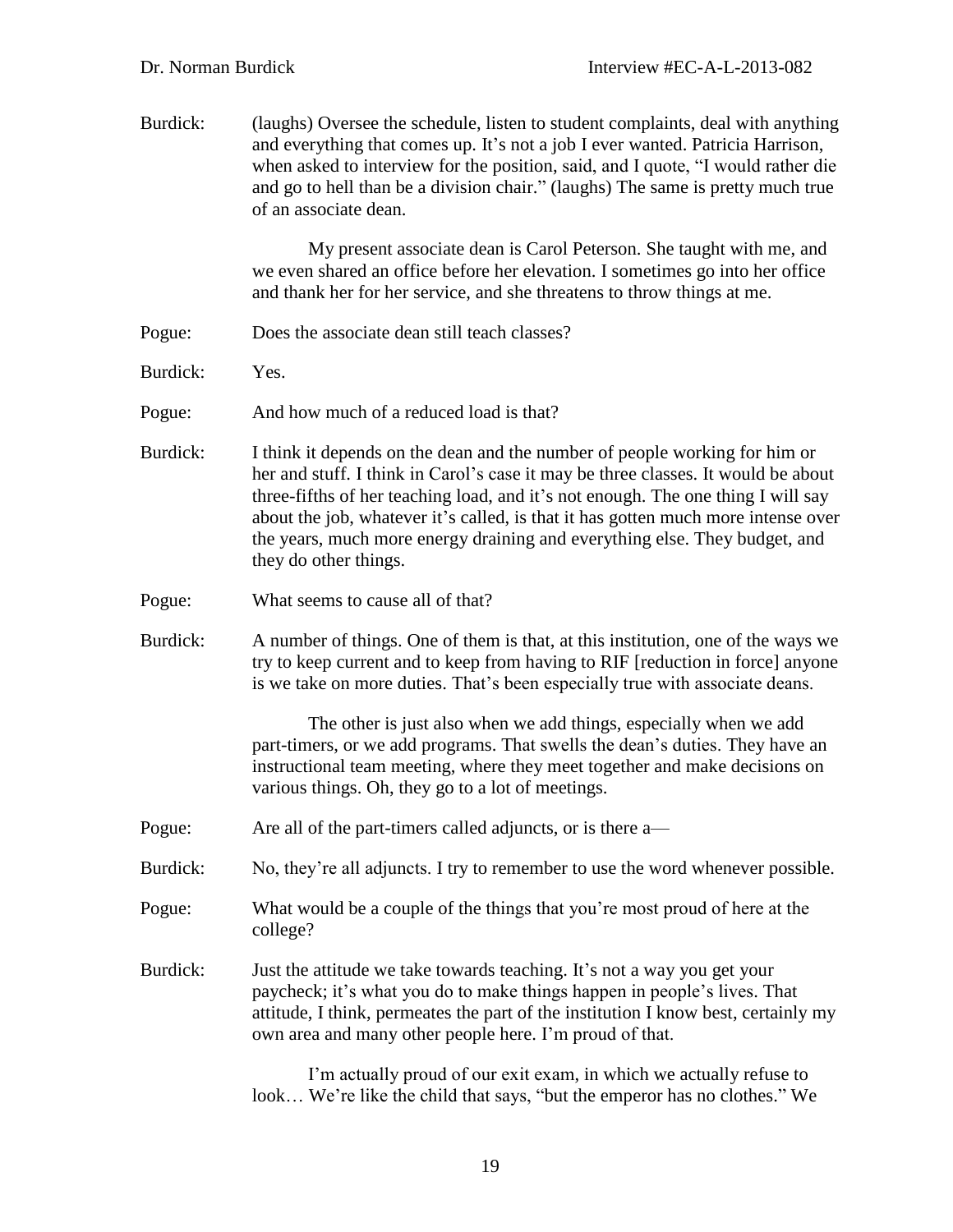Burdick: (laughs) Oversee the schedule, listen to student complaints, deal with anything and everything that comes up. It's not a job I ever wanted. Patricia Harrison, when asked to interview for the position, said, and I quote, "I would rather die and go to hell than be a division chair." (laughs) The same is pretty much true of an associate dean.

My present associate dean is Carol Peterson. She taught with me, and we even shared an office before her elevation. I sometimes go into her office and thank her for her service, and she threatens to throw things at me.

Pogue: Does the associate dean still teach classes?

Burdick: Yes.

Pogue: And how much of a reduced load is that?

Burdick: I think it depends on the dean and the number of people working for him or her and stuff. I think in Carol's case it may be three classes. It would be about three-fifths of her teaching load, and it's not enough. The one thing I will say about the job, whatever it's called, is that it has gotten much more intense over the years, much more energy draining and everything else. They budget, and they do other things.

Pogue: What seems to cause all of that?

Burdick: A number of things. One of them is that, at this institution, one of the ways we try to keep current and to keep from having to RIF [reduction in force] anyone is we take on more duties. That's been especially true with associate deans.

The other is just also when we add things, especially when we add part-timers, or we add programs. That swells the dean's duties. They have an instructional team meeting, where they meet together and make decisions on various things. Oh, they go to a lot of meetings.

Pogue: Are all of the part-timers called adjuncts, or is there a—

Burdick: No, they're all adjuncts. I try to remember to use the word whenever possible.

Pogue: What would be a couple of the things that you're most proud of here at the college?

Burdick: Just the attitude we take towards teaching. It's not a way you get your paycheck; it's what you do to make things happen in people's lives. That attitude, I think, permeates the part of the institution I know best, certainly my own area and many other people here. I'm proud of that.

I'm actually proud of our exit exam, in which we actually refuse to look… We're like the child that says, "but the emperor has no clothes." We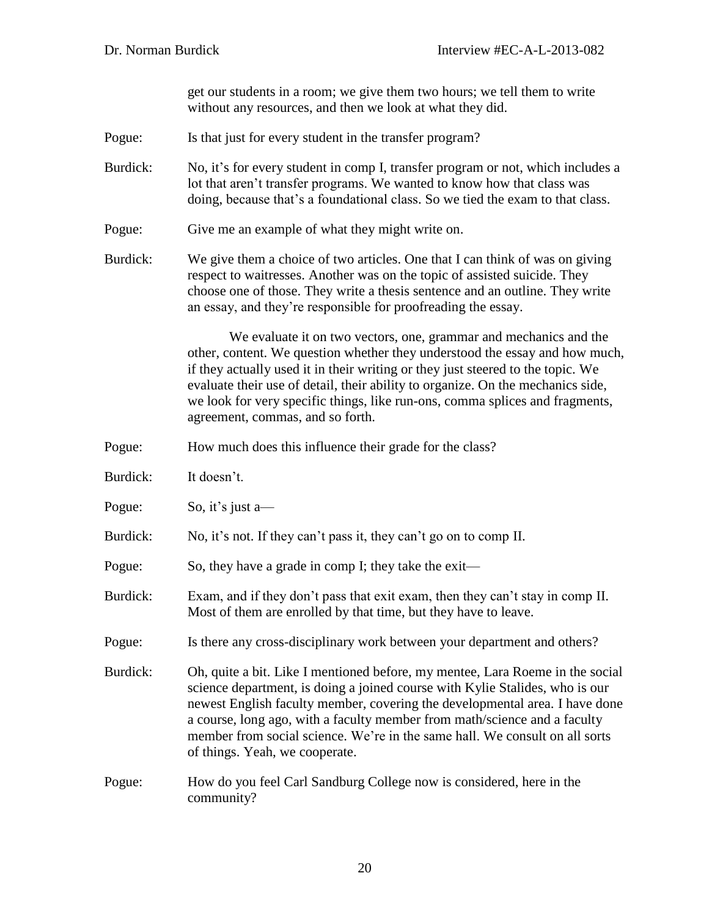get our students in a room; we give them two hours; we tell them to write without any resources, and then we look at what they did.

Pogue: Is that just for every student in the transfer program?

Burdick: No, it's for every student in comp I, transfer program or not, which includes a lot that aren't transfer programs. We wanted to know how that class was doing, because that's a foundational class. So we tied the exam to that class.

Pogue: Give me an example of what they might write on.

Burdick: We give them a choice of two articles. One that I can think of was on giving respect to waitresses. Another was on the topic of assisted suicide. They choose one of those. They write a thesis sentence and an outline. They write an essay, and they're responsible for proofreading the essay.

We evaluate it on two vectors, one, grammar and mechanics and the other, content. We question whether they understood the essay and how much, if they actually used it in their writing or they just steered to the topic. We evaluate their use of detail, their ability to organize. On the mechanics side, we look for very specific things, like run-ons, comma splices and fragments, agreement, commas, and so forth.

Pogue: How much does this influence their grade for the class?

Burdick: It doesn't.

Pogue: So, it's just a—

Burdick: No, it's not. If they can't pass it, they can't go on to comp II.

Pogue: So, they have a grade in comp I; they take the exit—

Burdick: Exam, and if they don't pass that exit exam, then they can't stay in comp II. Most of them are enrolled by that time, but they have to leave.

Pogue: Is there any cross-disciplinary work between your department and others?

Burdick: Oh, quite a bit. Like I mentioned before, my mentee, Lara Roeme in the social science department, is doing a joined course with Kylie Stalides, who is our newest English faculty member, covering the developmental area. I have done a course, long ago, with a faculty member from math/science and a faculty member from social science. We're in the same hall. We consult on all sorts of things. Yeah, we cooperate.

Pogue: How do you feel Carl Sandburg College now is considered, here in the community?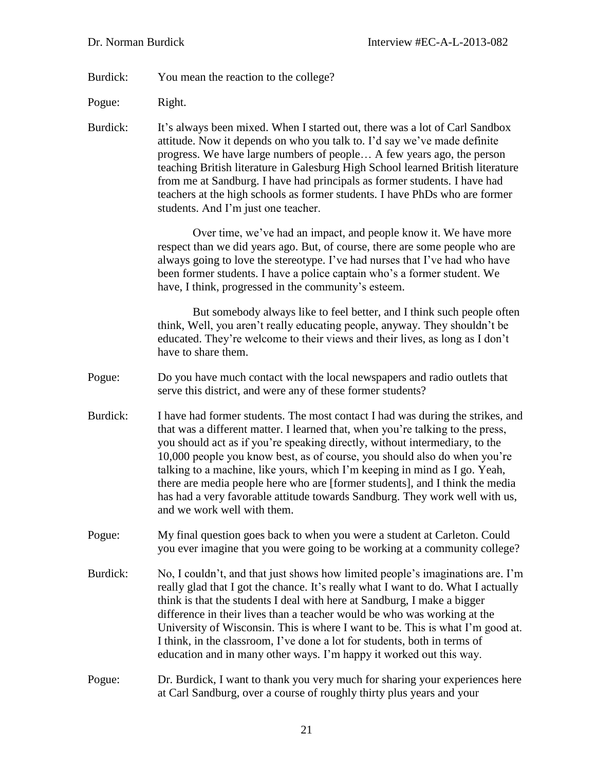Burdick: You mean the reaction to the college?

Pogue: Right.

Burdick: It's always been mixed. When I started out, there was a lot of Carl Sandbox attitude. Now it depends on who you talk to. I'd say we've made definite progress. We have large numbers of people… A few years ago, the person teaching British literature in Galesburg High School learned British literature from me at Sandburg. I have had principals as former students. I have had teachers at the high schools as former students. I have PhDs who are former students. And I'm just one teacher.

Over time, we've had an impact, and people know it. We have more respect than we did years ago. But, of course, there are some people who are always going to love the stereotype. I've had nurses that I've had who have been former students. I have a police captain who's a former student. We have, I think, progressed in the community's esteem.

But somebody always like to feel better, and I think such people often think, Well, you aren't really educating people, anyway. They shouldn't be educated. They're welcome to their views and their lives, as long as I don't have to share them.

Pogue: Do you have much contact with the local newspapers and radio outlets that serve this district, and were any of these former students?

Burdick: I have had former students. The most contact I had was during the strikes, and that was a different matter. I learned that, when you're talking to the press, you should act as if you're speaking directly, without intermediary, to the 10,000 people you know best, as of course, you should also do when you're talking to a machine, like yours, which I'm keeping in mind as I go. Yeah, there are media people here who are [former students], and I think the media has had a very favorable attitude towards Sandburg. They work well with us, and we work well with them.

Pogue: My final question goes back to when you were a student at Carleton. Could you ever imagine that you were going to be working at a community college?

Burdick: No, I couldn't, and that just shows how limited people's imaginations are. I'm really glad that I got the chance. It's really what I want to do. What I actually think is that the students I deal with here at Sandburg, I make a bigger difference in their lives than a teacher would be who was working at the University of Wisconsin. This is where I want to be. This is what I'm good at. I think, in the classroom, I've done a lot for students, both in terms of education and in many other ways. I'm happy it worked out this way.

Pogue: Dr. Burdick, I want to thank you very much for sharing your experiences here at Carl Sandburg, over a course of roughly thirty plus years and your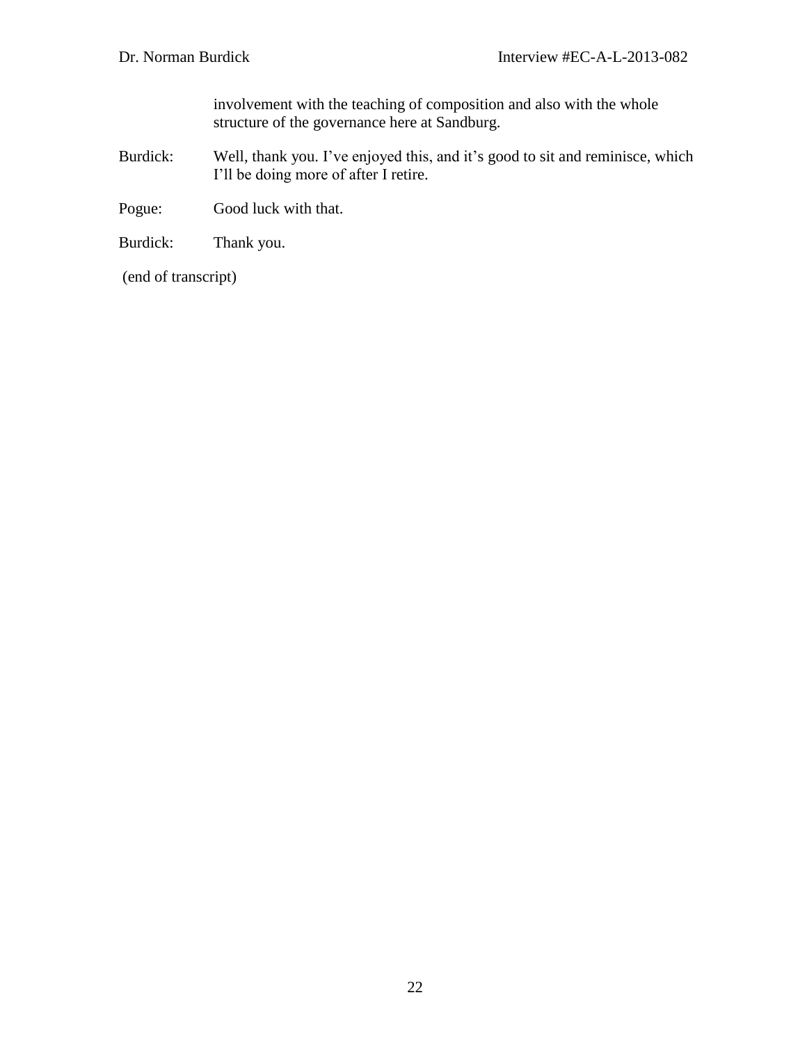involvement with the teaching of composition and also with the whole structure of the governance here at Sandburg.

Burdick: Well, thank you. I've enjoyed this, and it's good to sit and reminisce, which I'll be doing more of after I retire.

Pogue: Good luck with that.

Burdick: Thank you.

(end of transcript)